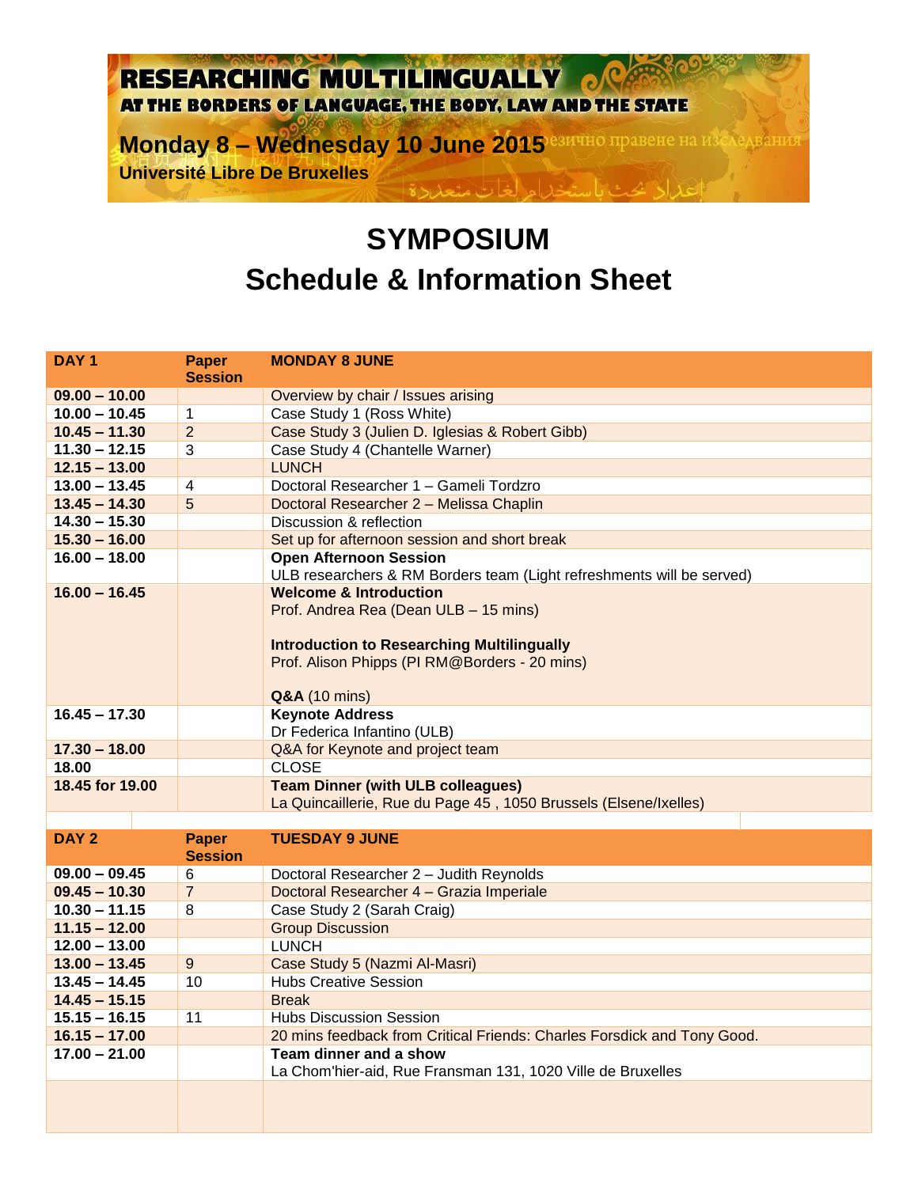# RESEARCHING MULTILINGUALLY

## AT THE BORDERS OF LANGUAGE, THE BODY, LAW AND THE STATE

**Monday 8 – Wednesday 10 June 2015**
**Université Libre De Bruxelles**

# SYMPOSIUM
# Schedule & Information Sheet

| DAY 1 | Paper Session | MONDAY 8 JUNE |
|---|---|---|
| **09.00 – 10.00** | | Overview by chair / Issues arising |
| **10.00 – 10.45** | 1 | Case Study 1 (Ross White) |
| **10.45 – 11.30** | 2 | Case Study 3 (Julien D. Iglesias & Robert Gibb) |
| **11.30 – 12.15** | 3 | Case Study 4 (Chantelle Warner) |
| **12.15 – 13.00** | | LUNCH |
| **13.00 – 13.45** | 4 | Doctoral Researcher 1 – Gameli Tordzro |
| **13.45 – 14.30** | 5 | Doctoral Researcher 2 – Melissa Chaplin |
| **14.30 – 15.30** | | Discussion & reflection |
| **15.30 – 16.00** | | Set up for afternoon session and short break |
| **16.00 – 18.00** | | **Open Afternoon Session**<br>ULB researchers & RM Borders team (Light refreshments will be served) |
| **16.00 – 16.45** | | **Welcome & Introduction**<br>Prof. Andrea Rea (Dean ULB – 15 mins)<br><br>**Introduction to Researching Multilingually**<br>Prof. Alison Phipps (PI RM@Borders - 20 mins)<br><br>**Q&A** (10 mins) |
| **16.45 – 17.30** | | **Keynote Address**<br>Dr Federica Infantino (ULB) |
| **17.30 – 18.00** | | Q&A for Keynote and project team |
| **18.00** | | CLOSE |
| **18.45 for 19.00** | | **Team Dinner (with ULB colleagues)**<br>La Quincaillerie, Rue du Page 45 , 1050 Brussels (Elsene/Ixelles) |

| DAY 2 | Paper Session | TUESDAY 9 JUNE |
|---|---|---|
| **09.00 – 09.45** | 6 | Doctoral Researcher 2 – Judith Reynolds |
| **09.45 – 10.30** | 7 | Doctoral Researcher 4 – Grazia Imperiale |
| **10.30 – 11.15** | 8 | Case Study 2 (Sarah Craig) |
| **11.15 – 12.00** | | Group Discussion |
| **12.00 – 13.00** | | LUNCH |
| **13.00 – 13.45** | 9 | Case Study 5 (Nazmi Al-Masri) |
| **13.45 – 14.45** | 10 | Hubs Creative Session |
| **14.45 – 15.15** | | Break |
| **15.15 – 16.15** | 11 | Hubs Discussion Session |
| **16.15 – 17.00** | | 20 mins feedback from Critical Friends: Charles Forsdick and Tony Good. |
| **17.00 – 21.00** | | **Team dinner and a show**<br>La Chom'hier-aid, Rue Fransman 131, 1020 Ville de Bruxelles |
| | | |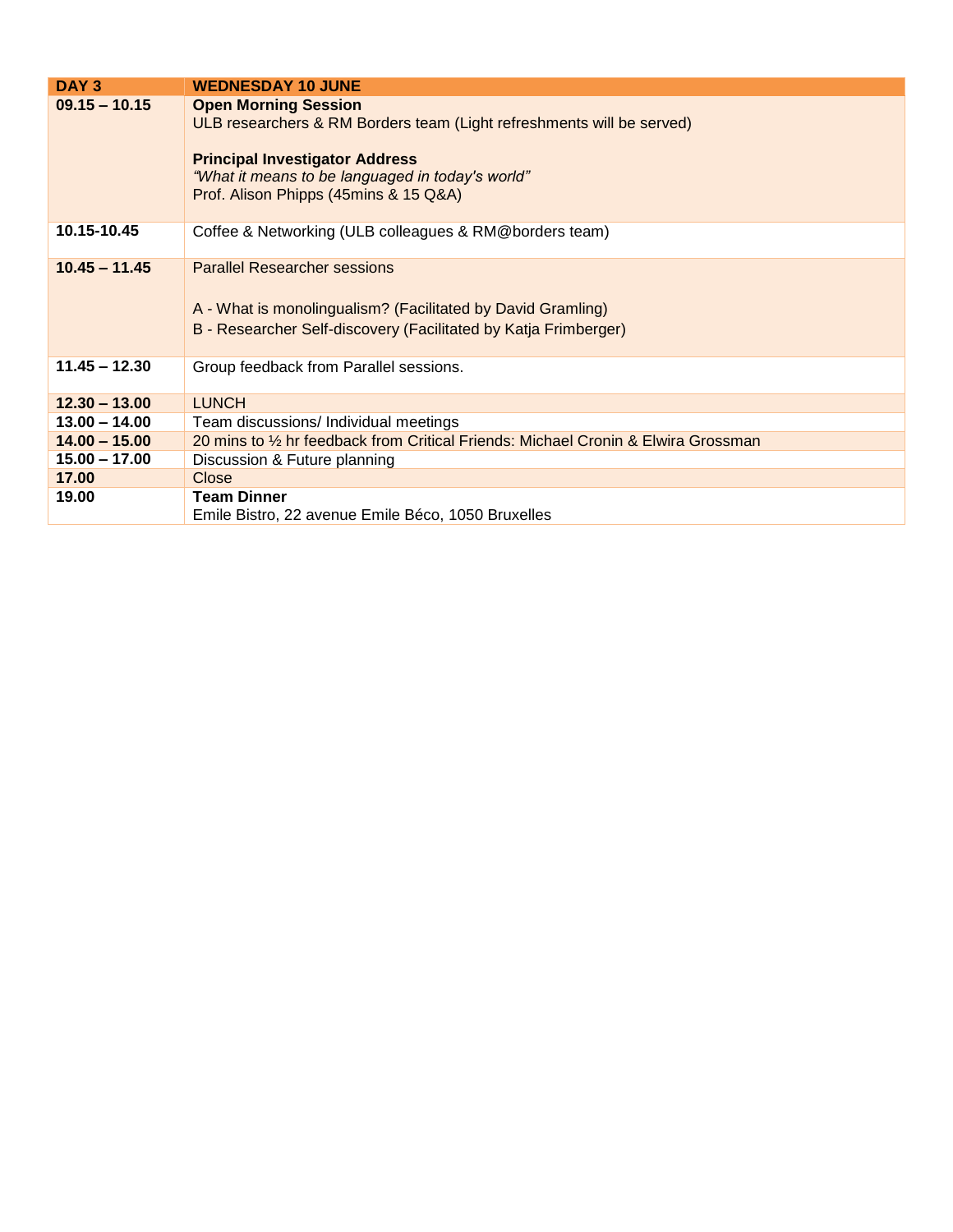| **DAY 3** | **WEDNESDAY 10 JUNE** |
| --- | --- |
| **09.15 – 10.15** | **Open Morning Session**<br>ULB researchers & RM Borders team (Light refreshments will be served)<br><br>**Principal Investigator Address**<br>*"What it means to be languaged in today's world"*<br>Prof. Alison Phipps (45mins & 15 Q&A) |
| **10.15-10.45** | Coffee & Networking (ULB colleagues & RM@borders team) |
| **10.45 – 11.45** | Parallel Researcher sessions<br><br>A - What is monolingualism? (Facilitated by David Gramling)<br>B - Researcher Self-discovery (Facilitated by Katja Frimberger) |
| **11.45 – 12.30** | Group feedback from Parallel sessions. |
| **12.30 – 13.00** | LUNCH |
| **13.00 – 14.00** | Team discussions/ Individual meetings |
| **14.00 – 15.00** | 20 mins to ½ hr feedback from Critical Friends: Michael Cronin & Elwira Grossman |
| **15.00 – 17.00** | Discussion & Future planning |
| **17.00** | Close |
| **19.00** | **Team Dinner**<br>Emile Bistro, 22 avenue Emile Béco, 1050 Bruxelles |